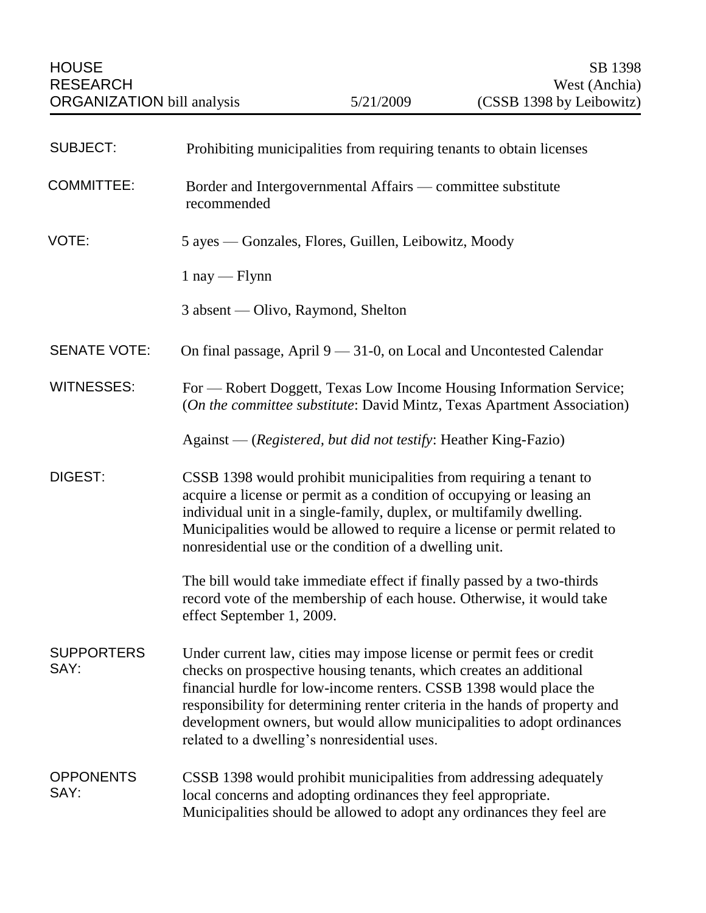HOUSE RESEARCH ORGANIZATION bill analysis — 5/21/2009 — SB 1398 West (Anchia) (CSSB 1398 by Leibowitz)

**SUBJECT:** Prohibiting municipalities from requiring tenants to obtain licenses

**COMMITTEE:** Border and Intergovernmental Affairs — committee substitute recommended

**VOTE:** 5 ayes — Gonzales, Flores, Guillen, Leibowitz, Moody

1 nay — Flynn

3 absent — Olivo, Raymond, Shelton

**SENATE VOTE:** On final passage, April 9 — 31-0, on Local and Uncontested Calendar

**WITNESSES:** For — Robert Doggett, Texas Low Income Housing Information Service; (*On the committee substitute*: David Mintz, Texas Apartment Association)

Against — (*Registered, but did not testify*: Heather King-Fazio)

**DIGEST:** CSSB 1398 would prohibit municipalities from requiring a tenant to acquire a license or permit as a condition of occupying or leasing an individual unit in a single-family, duplex, or multifamily dwelling. Municipalities would be allowed to require a license or permit related to nonresidential use or the condition of a dwelling unit.

The bill would take immediate effect if finally passed by a two-thirds record vote of the membership of each house. Otherwise, it would take effect September 1, 2009.

**SUPPORTERS SAY:** Under current law, cities may impose license or permit fees or credit checks on prospective housing tenants, which creates an additional financial hurdle for low-income renters. CSSB 1398 would place the responsibility for determining renter criteria in the hands of property and development owners, but would allow municipalities to adopt ordinances related to a dwelling's nonresidential uses.

**OPPONENTS SAY:** CSSB 1398 would prohibit municipalities from addressing adequately local concerns and adopting ordinances they feel appropriate. Municipalities should be allowed to adopt any ordinances they feel are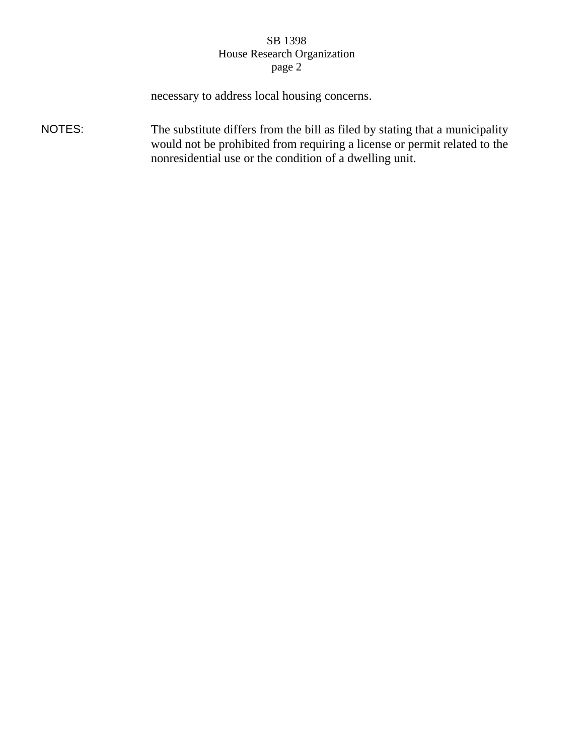necessary to address local housing concerns.

NOTES: The substitute differs from the bill as filed by stating that a municipality would not be prohibited from requiring a license or permit related to the nonresidential use or the condition of a dwelling unit.